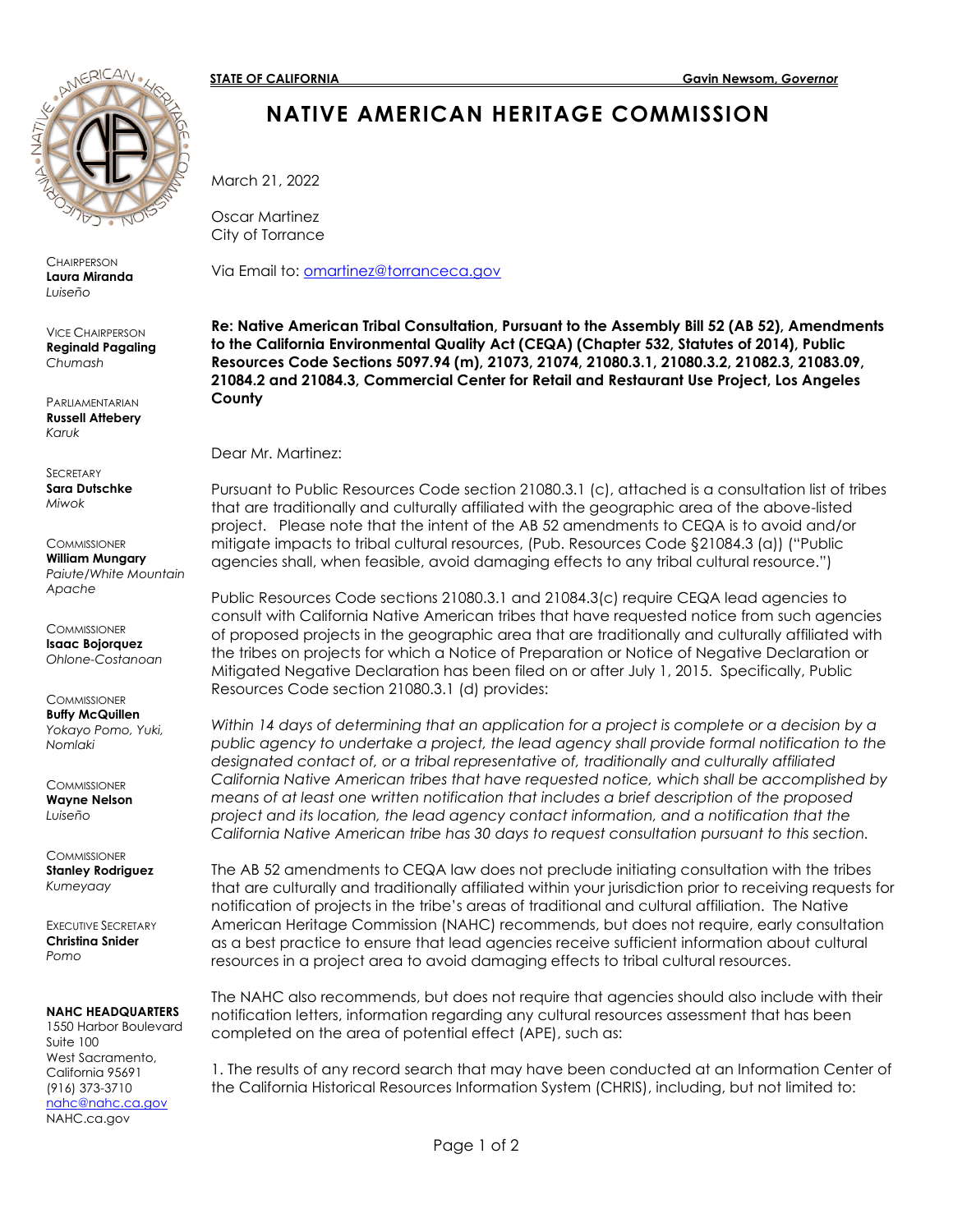**STATE OF CALIFORNIA** **Gavin Newsom, *Governor***

# NATIVE AMERICAN HERITAGE COMMISSION

CHAIRPERSON
**Laura Miranda**
*Luiseño*

VICE CHAIRPERSON
**Reginald Pagaling**
*Chumash*

PARLIAMENTARIAN
**Russell Attebery**
*Karuk*

SECRETARY
**Sara Dutschke**
*Miwok*

COMMISSIONER
**William Mungary**
*Paiute/White Mountain Apache*

COMMISSIONER
**Isaac Bojorquez**
*Ohlone-Costanoan*

COMMISSIONER
**Buffy McQuillen**
*Yokayo Pomo, Yuki, Nomlaki*

COMMISSIONER
**Wayne Nelson**
*Luiseño*

COMMISSIONER
**Stanley Rodriguez**
*Kumeyaay*

EXECUTIVE SECRETARY
**Christina Snider**
*Pomo*

**NAHC HEADQUARTERS**
1550 Harbor Boulevard
Suite 100
West Sacramento,
California 95691
(916) 373-3710
nahc@nahc.ca.gov
NAHC.ca.gov

March 21, 2022

Oscar Martinez
City of Torrance

Via Email to: omartinez@torranceca.gov

**Re: Native American Tribal Consultation, Pursuant to the Assembly Bill 52 (AB 52), Amendments to the California Environmental Quality Act (CEQA) (Chapter 532, Statutes of 2014), Public Resources Code Sections 5097.94 (m), 21073, 21074, 21080.3.1, 21080.3.2, 21082.3, 21083.09, 21084.2 and 21084.3, Commercial Center for Retail and Restaurant Use Project, Los Angeles County**

Dear Mr. Martinez:

Pursuant to Public Resources Code section 21080.3.1 (c), attached is a consultation list of tribes that are traditionally and culturally affiliated with the geographic area of the above-listed project. Please note that the intent of the AB 52 amendments to CEQA is to avoid and/or mitigate impacts to tribal cultural resources, (Pub. Resources Code §21084.3 (a)) ("Public agencies shall, when feasible, avoid damaging effects to any tribal cultural resource.")

Public Resources Code sections 21080.3.1 and 21084.3(c) require CEQA lead agencies to consult with California Native American tribes that have requested notice from such agencies of proposed projects in the geographic area that are traditionally and culturally affiliated with the tribes on projects for which a Notice of Preparation or Notice of Negative Declaration or Mitigated Negative Declaration has been filed on or after July 1, 2015. Specifically, Public Resources Code section 21080.3.1 (d) provides:

*Within 14 days of determining that an application for a project is complete or a decision by a public agency to undertake a project, the lead agency shall provide formal notification to the designated contact of, or a tribal representative of, traditionally and culturally affiliated California Native American tribes that have requested notice, which shall be accomplished by means of at least one written notification that includes a brief description of the proposed project and its location, the lead agency contact information, and a notification that the California Native American tribe has 30 days to request consultation pursuant to this section.*

The AB 52 amendments to CEQA law does not preclude initiating consultation with the tribes that are culturally and traditionally affiliated within your jurisdiction prior to receiving requests for notification of projects in the tribe's areas of traditional and cultural affiliation. The Native American Heritage Commission (NAHC) recommends, but does not require, early consultation as a best practice to ensure that lead agencies receive sufficient information about cultural resources in a project area to avoid damaging effects to tribal cultural resources.

The NAHC also recommends, but does not require that agencies should also include with their notification letters, information regarding any cultural resources assessment that has been completed on the area of potential effect (APE), such as:

1. The results of any record search that may have been conducted at an Information Center of the California Historical Resources Information System (CHRIS), including, but not limited to: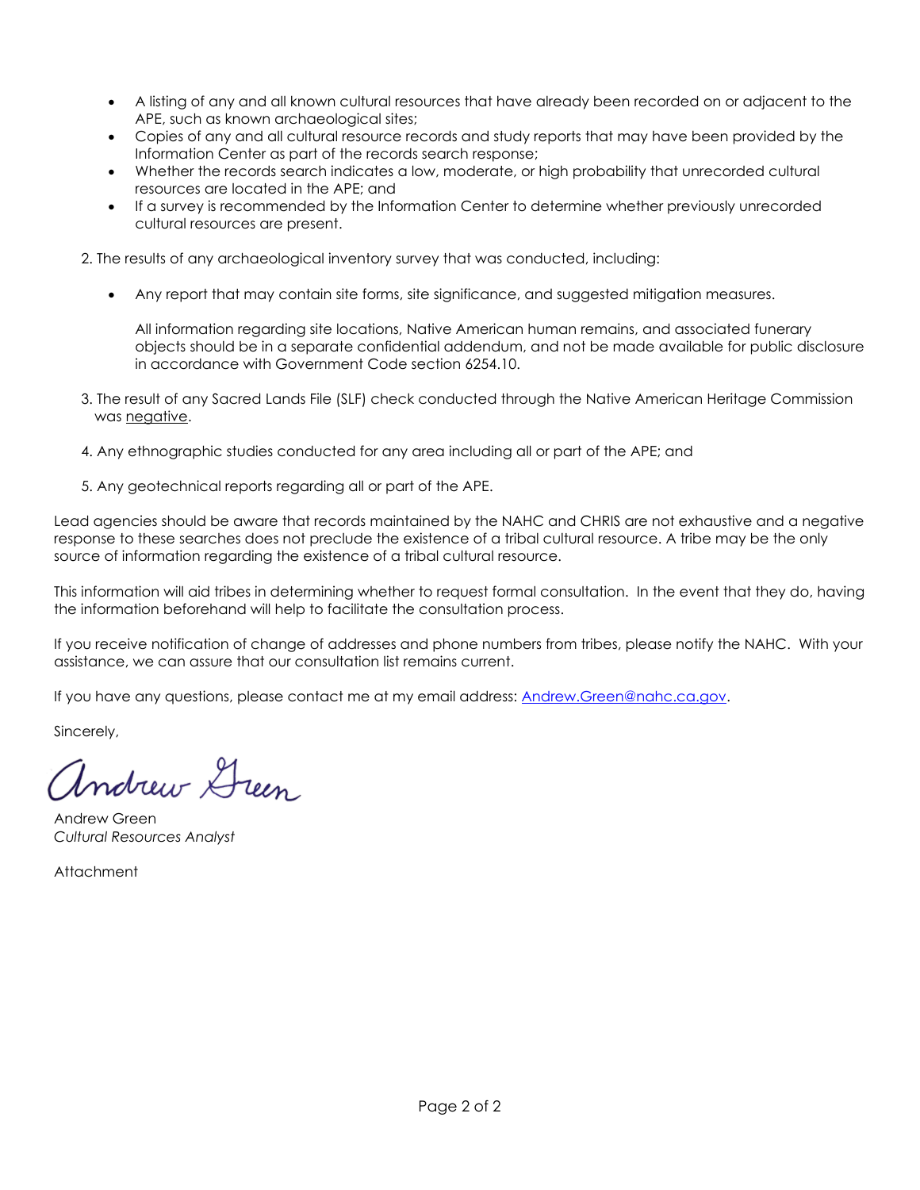- A listing of any and all known cultural resources that have already been recorded on or adjacent to the APE, such as known archaeological sites;
- Copies of any and all cultural resource records and study reports that may have been provided by the Information Center as part of the records search response;
- Whether the records search indicates a low, moderate, or high probability that unrecorded cultural resources are located in the APE; and
- If a survey is recommended by the Information Center to determine whether previously unrecorded cultural resources are present.

2. The results of any archaeological inventory survey that was conducted, including:

   - Any report that may contain site forms, site significance, and suggested mitigation measures.

   All information regarding site locations, Native American human remains, and associated funerary objects should be in a separate confidential addendum, and not be made available for public disclosure in accordance with Government Code section 6254.10.

3. The result of any Sacred Lands File (SLF) check conducted through the Native American Heritage Commission was <u>negative</u>.

4. Any ethnographic studies conducted for any area including all or part of the APE; and

5. Any geotechnical reports regarding all or part of the APE.

Lead agencies should be aware that records maintained by the NAHC and CHRIS are not exhaustive and a negative response to these searches does not preclude the existence of a tribal cultural resource. A tribe may be the only source of information regarding the existence of a tribal cultural resource.

This information will aid tribes in determining whether to request formal consultation. In the event that they do, having the information beforehand will help to facilitate the consultation process.

If you receive notification of change of addresses and phone numbers from tribes, please notify the NAHC. With your assistance, we can assure that our consultation list remains current.

If you have any questions, please contact me at my email address: Andrew.Green@nahc.ca.gov.

Sincerely,

Andrew Green

Andrew Green
*Cultural Resources Analyst*

Attachment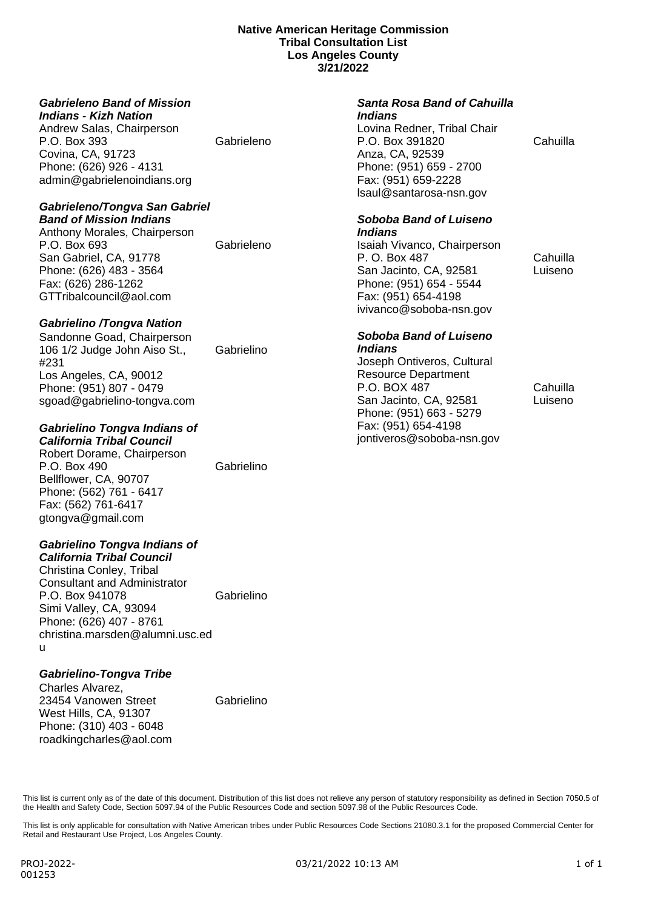# Native American Heritage Commission
# Tribal Consultation List
# Los Angeles County
# 3/21/2022

***Gabrieleno Band of Mission Indians - Kizh Nation***
Andrew Salas, Chairperson
P.O. Box 393
Covina, CA, 91723
Phone: (626) 926 - 4131
admin@gabrielenoindians.org
Gabrieleno

***Gabrieleno/Tongva San Gabriel Band of Mission Indians***
Anthony Morales, Chairperson
P.O. Box 693
San Gabriel, CA, 91778
Phone: (626) 483 - 3564
Fax: (626) 286-1262
GTTribalcouncil@aol.com
Gabrieleno

***Gabrielino /Tongva Nation***
Sandonne Goad, Chairperson
106 1/2 Judge John Aiso St., #231
Los Angeles, CA, 90012
Phone: (951) 807 - 0479
sgoad@gabrielino-tongva.com
Gabrielino

***Gabrielino Tongva Indians of California Tribal Council***
Robert Dorame, Chairperson
P.O. Box 490
Bellflower, CA, 90707
Phone: (562) 761 - 6417
Fax: (562) 761-6417
gtongva@gmail.com
Gabrielino

***Gabrielino Tongva Indians of California Tribal Council***
Christina Conley, Tribal Consultant and Administrator
P.O. Box 941078
Simi Valley, CA, 93094
Phone: (626) 407 - 8761
christina.marsden@alumni.usc.edu
Gabrielino

***Gabrielino-Tongva Tribe***
Charles Alvarez,
23454 Vanowen Street
West Hills, CA, 91307
Phone: (310) 403 - 6048
roadkingcharles@aol.com
Gabrielino

***Santa Rosa Band of Cahuilla Indians***
Lovina Redner, Tribal Chair
P.O. Box 391820
Anza, CA, 92539
Phone: (951) 659 - 2700
Fax: (951) 659-2228
lsaul@santarosa-nsn.gov
Cahuilla

***Soboba Band of Luiseno Indians***
Isaiah Vivanco, Chairperson
P. O. Box 487
San Jacinto, CA, 92581
Phone: (951) 654 - 5544
Fax: (951) 654-4198
ivivanco@soboba-nsn.gov
Cahuilla
Luiseno

***Soboba Band of Luiseno Indians***
Joseph Ontiveros, Cultural Resource Department
P.O. BOX 487
San Jacinto, CA, 92581
Phone: (951) 663 - 5279
Fax: (951) 654-4198
jontiveros@soboba-nsn.gov
Cahuilla
Luiseno

This list is current only as of the date of this document. Distribution of this list does not relieve any person of statutory responsibility as defined in Section 7050.5 of the Health and Safety Code, Section 5097.94 of the Public Resources Code and section 5097.98 of the Public Resources Code.

This list is only applicable for consultation with Native American tribes under Public Resources Code Sections 21080.3.1 for the proposed Commercial Center for Retail and Restaurant Use Project, Los Angeles County.

PROJ-2022-001253

03/21/2022 10:13 AM